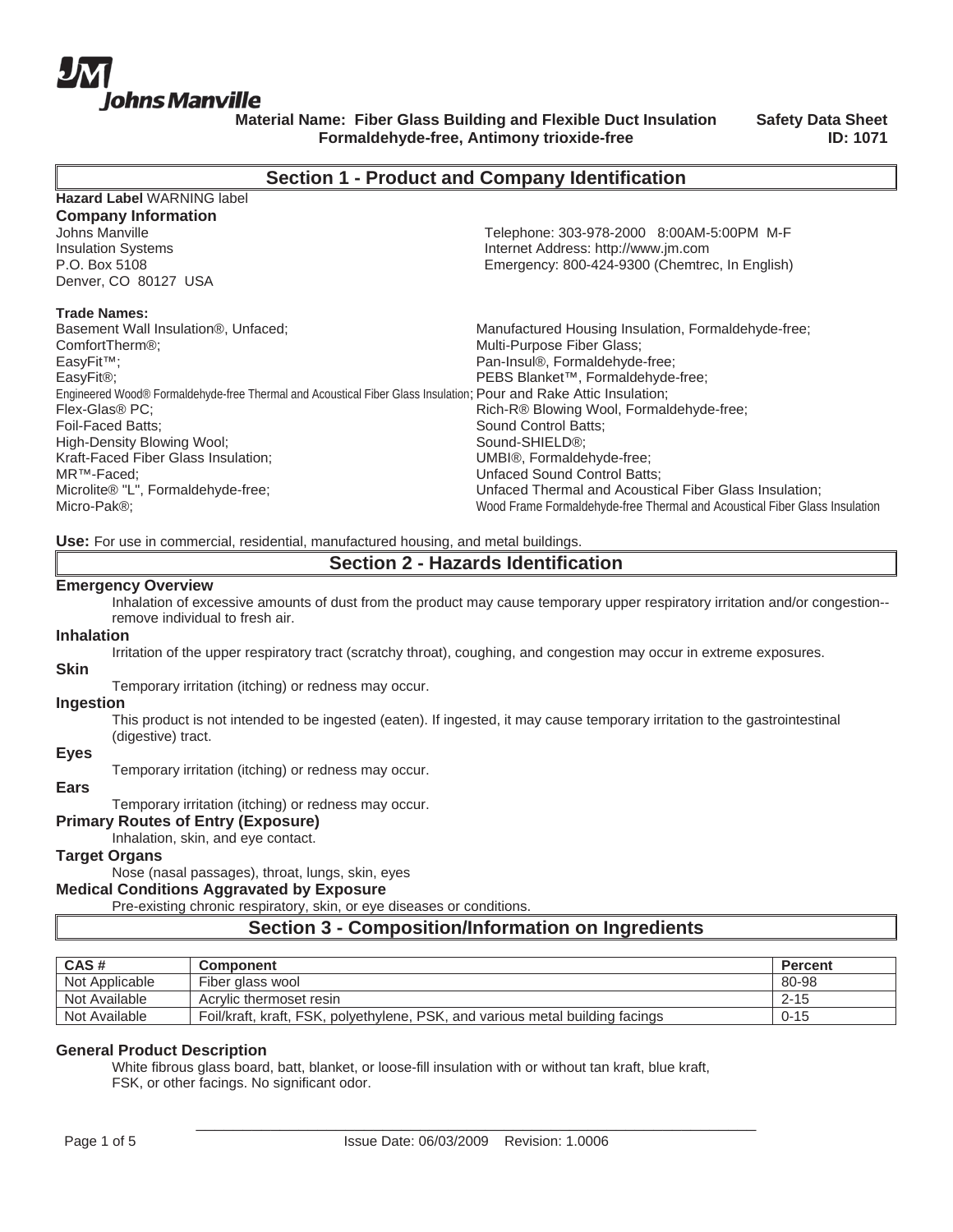Johns Manville

**Material Name: Fiber Glass Building and Flexible Duct Insulation Formaldehyde-free, Antimony trioxide-free**

**Safety Data Sheet ID: 1071**

## Section 1 - Product and Company Identification

**Hazard Label** WARNING label

### Company Information

Johns Manville
Insulation Systems
P.O. Box 5108
Denver, CO 80127 USA

Telephone: 303-978-2000 8:00AM-5:00PM M-F
Internet Address: http://www.jm.com
Emergency: 800-424-9300 (Chemtrec, In English)

**Trade Names:**

Basement Wall Insulation®, Unfaced;
ComfortTherm®;
EasyFit™;
EasyFit®;
Engineered Wood® Formaldehyde-free Thermal and Acoustical Fiber Glass Insulation;
Flex-Glas® PC;
Foil-Faced Batts;
High-Density Blowing Wool;
Kraft-Faced Fiber Glass Insulation;
MR™-Faced;
Microlite® "L", Formaldehyde-free;
Micro-Pak®;
Manufactured Housing Insulation, Formaldehyde-free;
Multi-Purpose Fiber Glass;
Pan-Insul®, Formaldehyde-free;
PEBS Blanket™, Formaldehyde-free;
Pour and Rake Attic Insulation;
Rich-R® Blowing Wool, Formaldehyde-free;
Sound Control Batts;
Sound-SHIELD®;
UMBI®, Formaldehyde-free;
Unfaced Sound Control Batts;
Unfaced Thermal and Acoustical Fiber Glass Insulation;
Wood Frame Formaldehyde-free Thermal and Acoustical Fiber Glass Insulation

**Use:** For use in commercial, residential, manufactured housing, and metal buildings.

## Section 2 - Hazards Identification

### Emergency Overview

Inhalation of excessive amounts of dust from the product may cause temporary upper respiratory irritation and/or congestion--remove individual to fresh air.

### Inhalation

Irritation of the upper respiratory tract (scratchy throat), coughing, and congestion may occur in extreme exposures.

### Skin

Temporary irritation (itching) or redness may occur.

### Ingestion

This product is not intended to be ingested (eaten). If ingested, it may cause temporary irritation to the gastrointestinal (digestive) tract.

### Eyes

Temporary irritation (itching) or redness may occur.

### Ears

Temporary irritation (itching) or redness may occur.

### Primary Routes of Entry (Exposure)

Inhalation, skin, and eye contact.

### Target Organs

Nose (nasal passages), throat, lungs, skin, eyes

### Medical Conditions Aggravated by Exposure

Pre-existing chronic respiratory, skin, or eye diseases or conditions.

## Section 3 - Composition/Information on Ingredients

| CAS # | Component | Percent |
|---|---|---|
| Not Applicable | Fiber glass wool | 80-98 |
| Not Available | Acrylic thermoset resin | 2-15 |
| Not Available | Foil/kraft, kraft, FSK, polyethylene, PSK, and various metal building facings | 0-15 |

### General Product Description

White fibrous glass board, batt, blanket, or loose-fill insulation with or without tan kraft, blue kraft, FSK, or other facings. No significant odor.

Issue Date: 06/03/2009 Revision: 1.0006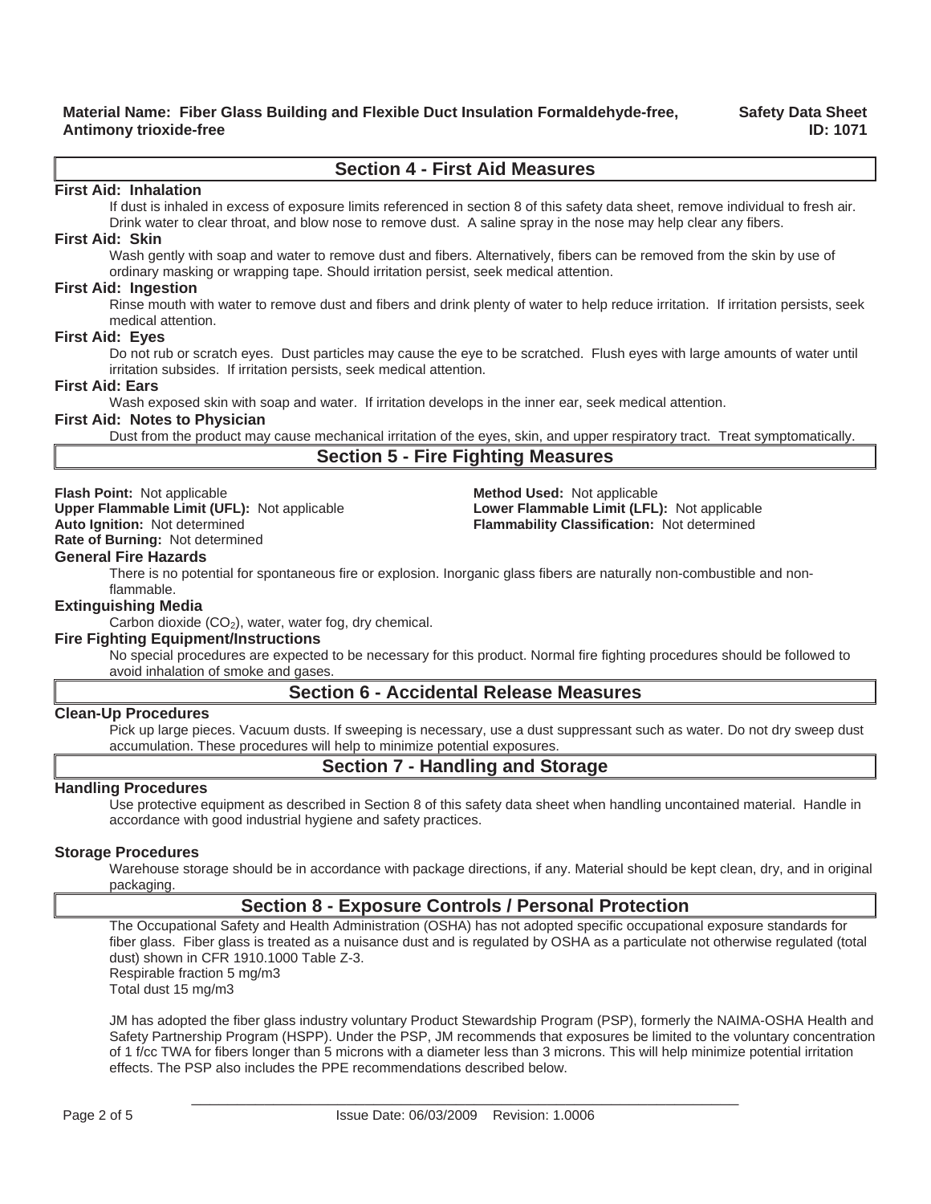## Section 4 - First Aid Measures

**First Aid: Inhalation**

If dust is inhaled in excess of exposure limits referenced in section 8 of this safety data sheet, remove individual to fresh air. Drink water to clear throat, and blow nose to remove dust. A saline spray in the nose may help clear any fibers.

**First Aid: Skin**

Wash gently with soap and water to remove dust and fibers. Alternatively, fibers can be removed from the skin by use of ordinary masking or wrapping tape. Should irritation persist, seek medical attention.

**First Aid: Ingestion**

Rinse mouth with water to remove dust and fibers and drink plenty of water to help reduce irritation. If irritation persists, seek medical attention.

**First Aid: Eyes**

Do not rub or scratch eyes. Dust particles may cause the eye to be scratched. Flush eyes with large amounts of water until irritation subsides. If irritation persists, seek medical attention.

**First Aid: Ears**

Wash exposed skin with soap and water. If irritation develops in the inner ear, seek medical attention.

**First Aid: Notes to Physician**

Dust from the product may cause mechanical irritation of the eyes, skin, and upper respiratory tract. Treat symptomatically.

## Section 5 - Fire Fighting Measures

**Flash Point:** Not applicable
**Method Used:** Not applicable
**Upper Flammable Limit (UFL):** Not applicable
**Lower Flammable Limit (LFL):** Not applicable
**Auto Ignition:** Not determined
**Flammability Classification:** Not determined
**Rate of Burning:** Not determined

**General Fire Hazards**

There is no potential for spontaneous fire or explosion. Inorganic glass fibers are naturally non-combustible and non-flammable.

**Extinguishing Media**

Carbon dioxide ($CO_2$), water, water fog, dry chemical.

**Fire Fighting Equipment/Instructions**

No special procedures are expected to be necessary for this product. Normal fire fighting procedures should be followed to avoid inhalation of smoke and gases.

## Section 6 - Accidental Release Measures

**Clean-Up Procedures**

Pick up large pieces. Vacuum dusts. If sweeping is necessary, use a dust suppressant such as water. Do not dry sweep dust accumulation. These procedures will help to minimize potential exposures.

## Section 7 - Handling and Storage

**Handling Procedures**

Use protective equipment as described in Section 8 of this safety data sheet when handling uncontained material. Handle in accordance with good industrial hygiene and safety practices.

**Storage Procedures**

Warehouse storage should be in accordance with package directions, if any. Material should be kept clean, dry, and in original packaging.

## Section 8 - Exposure Controls / Personal Protection

The Occupational Safety and Health Administration (OSHA) has not adopted specific occupational exposure standards for fiber glass. Fiber glass is treated as a nuisance dust and is regulated by OSHA as a particulate not otherwise regulated (total dust) shown in CFR 1910.1000 Table Z-3.
Respirable fraction 5 mg/m3
Total dust 15 mg/m3

JM has adopted the fiber glass industry voluntary Product Stewardship Program (PSP), formerly the NAIMA-OSHA Health and Safety Partnership Program (HSPP). Under the PSP, JM recommends that exposures be limited to the voluntary concentration of 1 f/cc TWA for fibers longer than 5 microns with a diameter less than 3 microns. This will help minimize potential irritation effects. The PSP also includes the PPE recommendations described below.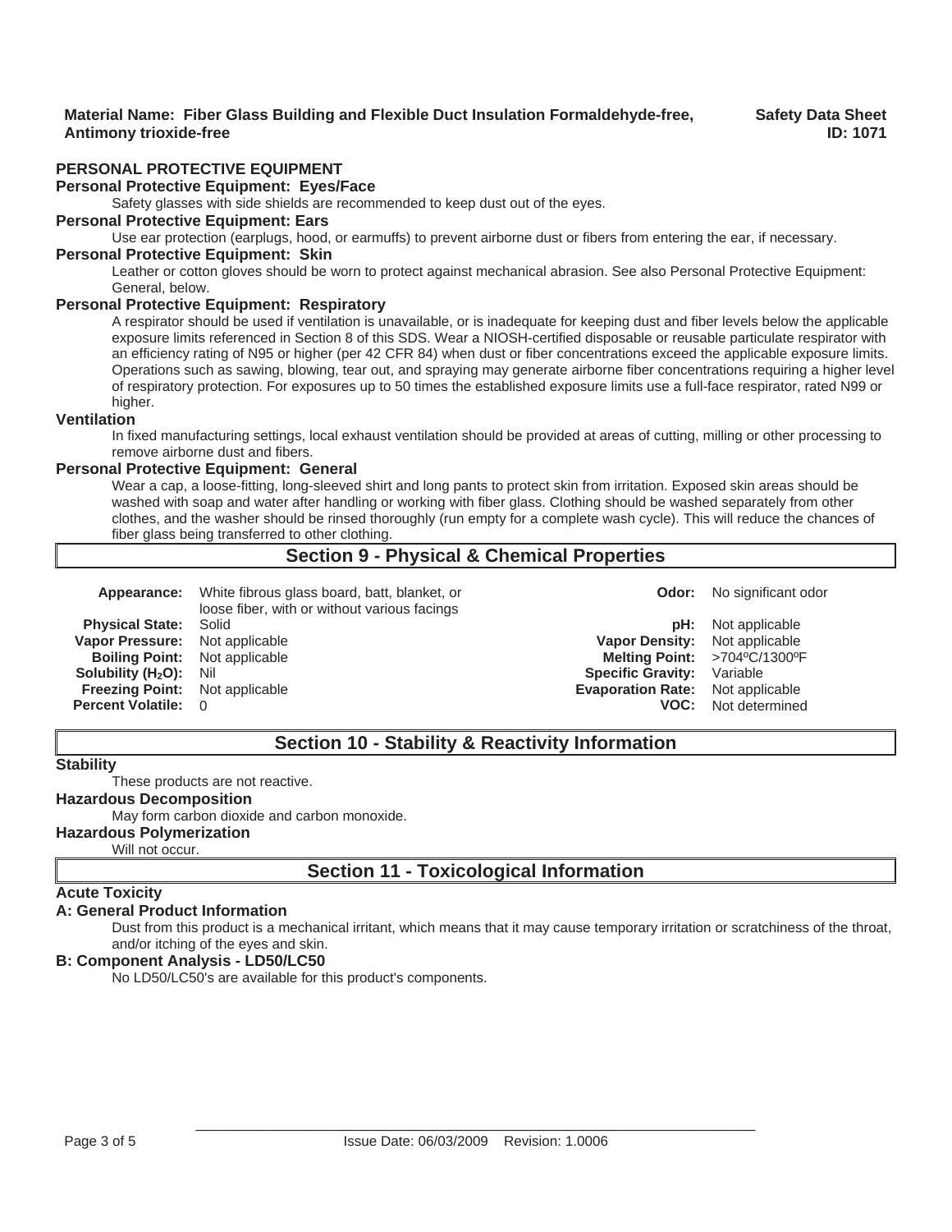### PERSONAL PROTECTIVE EQUIPMENT

**Personal Protective Equipment: Eyes/Face**

Safety glasses with side shields are recommended to keep dust out of the eyes.

**Personal Protective Equipment: Ears**

Use ear protection (earplugs, hood, or earmuffs) to prevent airborne dust or fibers from entering the ear, if necessary.

**Personal Protective Equipment: Skin**

Leather or cotton gloves should be worn to protect against mechanical abrasion. See also Personal Protective Equipment: General, below.

**Personal Protective Equipment: Respiratory**

A respirator should be used if ventilation is unavailable, or is inadequate for keeping dust and fiber levels below the applicable exposure limits referenced in Section 8 of this SDS. Wear a NIOSH-certified disposable or reusable particulate respirator with an efficiency rating of N95 or higher (per 42 CFR 84) when dust or fiber concentrations exceed the applicable exposure limits. Operations such as sawing, blowing, tear out, and spraying may generate airborne fiber concentrations requiring a higher level of respiratory protection. For exposures up to 50 times the established exposure limits use a full-face respirator, rated N99 or higher.

**Ventilation**

In fixed manufacturing settings, local exhaust ventilation should be provided at areas of cutting, milling or other processing to remove airborne dust and fibers.

**Personal Protective Equipment: General**

Wear a cap, a loose-fitting, long-sleeved shirt and long pants to protect skin from irritation. Exposed skin areas should be washed with soap and water after handling or working with fiber glass. Clothing should be washed separately from other clothes, and the washer should be rinsed thoroughly (run empty for a complete wash cycle). This will reduce the chances of fiber glass being transferred to other clothing.

## Section 9 - Physical & Chemical Properties

| Property | Value | Property | Value |
|---|---|---|---|
| **Appearance:** | White fibrous glass board, batt, blanket, or loose fiber, with or without various facings | **Odor:** | No significant odor |
| **Physical State:** | Solid | **pH:** | Not applicable |
| **Vapor Pressure:** | Not applicable | **Vapor Density:** | Not applicable |
| **Boiling Point:** | Not applicable | **Melting Point:** | >704ºC/1300ºF |
| **Solubility ($H_2O$):** | Nil | **Specific Gravity:** | Variable |
| **Freezing Point:** | Not applicable | **Evaporation Rate:** | Not applicable |
| **Percent Volatile:** | 0 | **VOC:** | Not determined |

## Section 10 - Stability & Reactivity Information

**Stability**

These products are not reactive.

**Hazardous Decomposition**

May form carbon dioxide and carbon monoxide.

**Hazardous Polymerization**

Will not occur.

## Section 11 - Toxicological Information

**Acute Toxicity**

**A: General Product Information**

Dust from this product is a mechanical irritant, which means that it may cause temporary irritation or scratchiness of the throat, and/or itching of the eyes and skin.

**B: Component Analysis - LD50/LC50**

No LD50/LC50's are available for this product's components.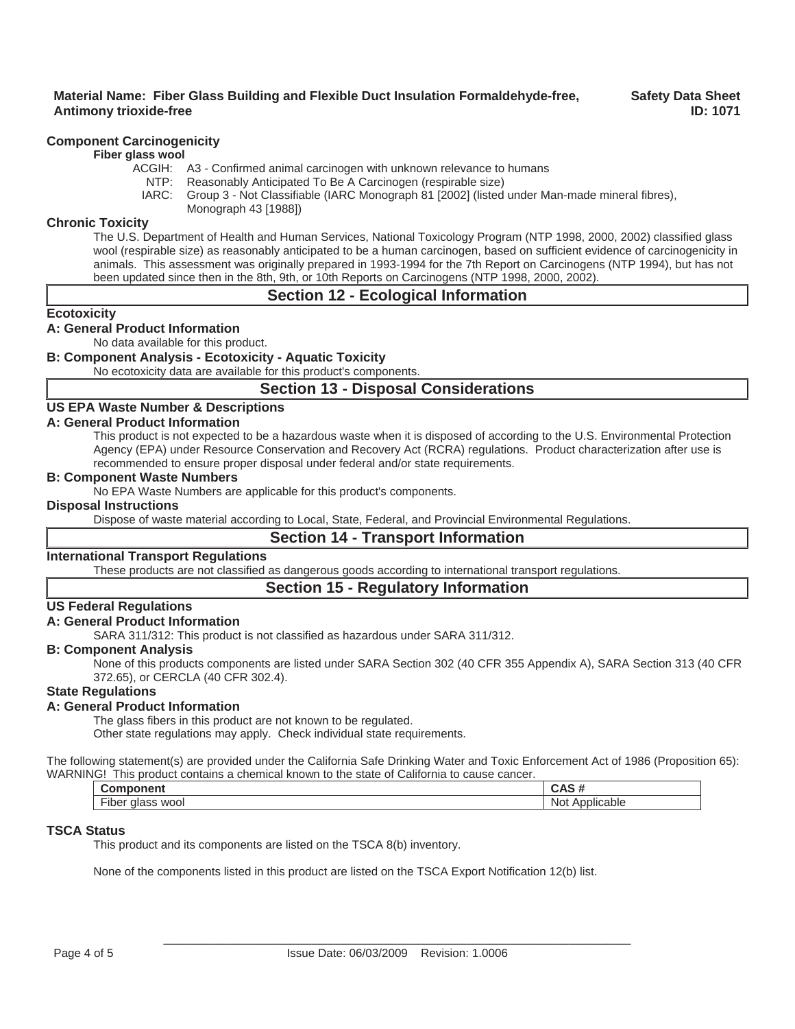**Component Carcinogenicity**

**Fiber glass wool**

- ACGIH: A3 - Confirmed animal carcinogen with unknown relevance to humans
- NTP: Reasonably Anticipated To Be A Carcinogen (respirable size)
- IARC: Group 3 - Not Classifiable (IARC Monograph 81 [2002] (listed under Man-made mineral fibres), Monograph 43 [1988])

**Chronic Toxicity**

The U.S. Department of Health and Human Services, National Toxicology Program (NTP 1998, 2000, 2002) classified glass wool (respirable size) as reasonably anticipated to be a human carcinogen, based on sufficient evidence of carcinogenicity in animals. This assessment was originally prepared in 1993-1994 for the 7th Report on Carcinogens (NTP 1994), but has not been updated since then in the 8th, 9th, or 10th Reports on Carcinogens (NTP 1998, 2000, 2002).

## Section 12 - Ecological Information

**Ecotoxicity**

**A: General Product Information**

No data available for this product.

**B: Component Analysis - Ecotoxicity - Aquatic Toxicity**

No ecotoxicity data are available for this product's components.

## Section 13 - Disposal Considerations

**US EPA Waste Number & Descriptions**

**A: General Product Information**

This product is not expected to be a hazardous waste when it is disposed of according to the U.S. Environmental Protection Agency (EPA) under Resource Conservation and Recovery Act (RCRA) regulations. Product characterization after use is recommended to ensure proper disposal under federal and/or state requirements.

**B: Component Waste Numbers**

No EPA Waste Numbers are applicable for this product's components.

**Disposal Instructions**

Dispose of waste material according to Local, State, Federal, and Provincial Environmental Regulations.

## Section 14 - Transport Information

**International Transport Regulations**

These products are not classified as dangerous goods according to international transport regulations.

## Section 15 - Regulatory Information

**US Federal Regulations**

**A: General Product Information**

SARA 311/312: This product is not classified as hazardous under SARA 311/312.

**B: Component Analysis**

None of this products components are listed under SARA Section 302 (40 CFR 355 Appendix A), SARA Section 313 (40 CFR 372.65), or CERCLA (40 CFR 302.4).

**State Regulations**

**A: General Product Information**

The glass fibers in this product are not known to be regulated.
Other state regulations may apply. Check individual state requirements.

The following statement(s) are provided under the California Safe Drinking Water and Toxic Enforcement Act of 1986 (Proposition 65):
WARNING! This product contains a chemical known to the state of California to cause cancer.

| Component | CAS # |
|---|---|
| Fiber glass wool | Not Applicable |

**TSCA Status**

This product and its components are listed on the TSCA 8(b) inventory.

None of the components listed in this product are listed on the TSCA Export Notification 12(b) list.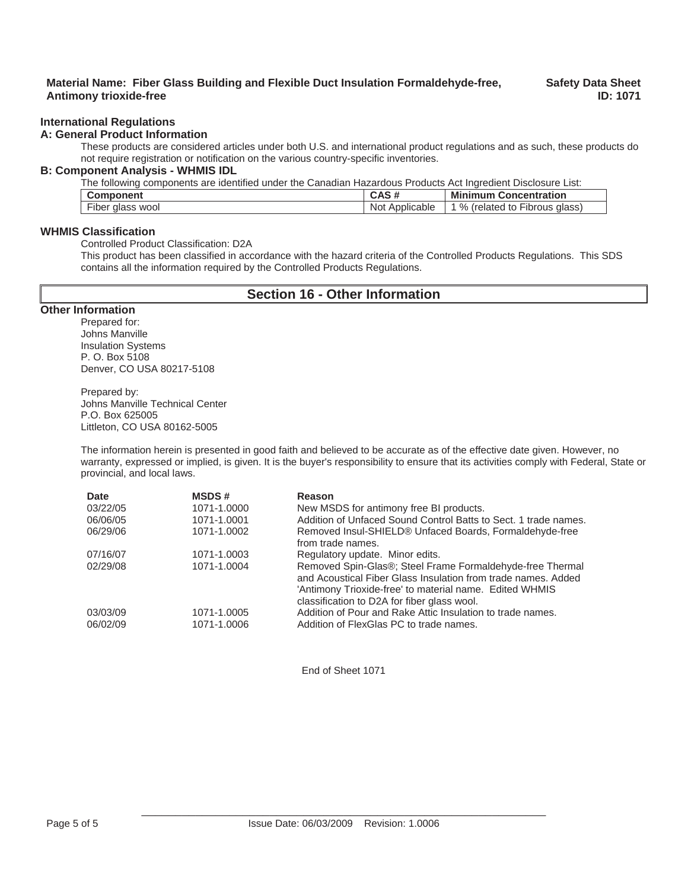## International Regulations

### A: General Product Information

These products are considered articles under both U.S. and international product regulations and as such, these products do not require registration or notification on the various country-specific inventories.

### B: Component Analysis - WHMIS IDL

The following components are identified under the Canadian Hazardous Products Act Ingredient Disclosure List:

| Component | CAS # | Minimum Concentration |
|---|---|---|
| Fiber glass wool | Not Applicable | 1 % (related to Fibrous glass) |

## WHMIS Classification

Controlled Product Classification: D2A

This product has been classified in accordance with the hazard criteria of the Controlled Products Regulations. This SDS contains all the information required by the Controlled Products Regulations.

# Section 16 - Other Information

## Other Information

Prepared for:
Johns Manville
Insulation Systems
P. O. Box 5108
Denver, CO USA 80217-5108

Prepared by:
Johns Manville Technical Center
P.O. Box 625005
Littleton, CO USA 80162-5005

The information herein is presented in good faith and believed to be accurate as of the effective date given. However, no warranty, expressed or implied, is given. It is the buyer's responsibility to ensure that its activities comply with Federal, State or provincial, and local laws.

| Date | MSDS # | Reason |
|---|---|---|
| 03/22/05 | 1071-1.0000 | New MSDS for antimony free BI products. |
| 06/06/05 | 1071-1.0001 | Addition of Unfaced Sound Control Batts to Sect. 1 trade names. |
| 06/29/06 | 1071-1.0002 | Removed Insul-SHIELD® Unfaced Boards, Formaldehyde-free from trade names. |
| 07/16/07 | 1071-1.0003 | Regulatory update. Minor edits. |
| 02/29/08 | 1071-1.0004 | Removed Spin-Glas®; Steel Frame Formaldehyde-free Thermal and Acoustical Fiber Glass Insulation from trade names. Added 'Antimony Trioxide-free' to material name. Edited WHMIS classification to D2A for fiber glass wool. |
| 03/03/09 | 1071-1.0005 | Addition of Pour and Rake Attic Insulation to trade names. |
| 06/02/09 | 1071-1.0006 | Addition of FlexGlas PC to trade names. |

End of Sheet 1071